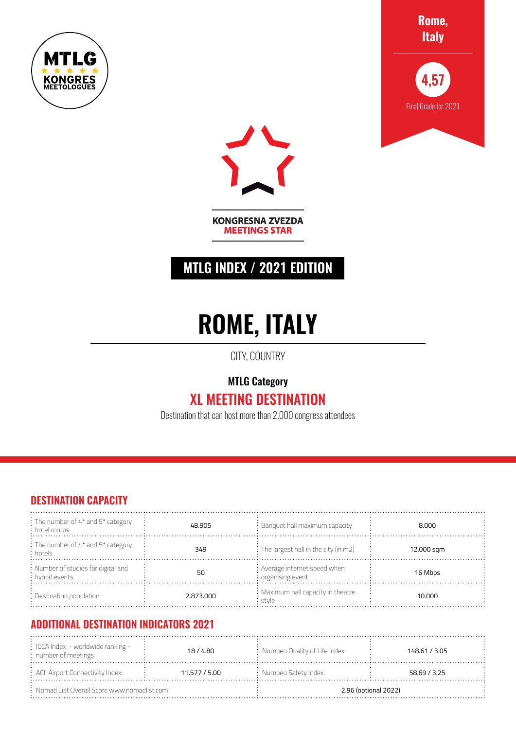MTLG KONGRES MEETOLOGUES

**Rome, Italy**

**4,57**

Final Grade for 2021

KONGRESNA ZVEZDA
MEETINGS STAR

## MTLG INDEX / 2021 EDITION

# ROME, ITALY

CITY, COUNTRY

**MTLG Category**

## XL MEETING DESTINATION

Destination that can host more than 2,000 congress attendees

## DESTINATION CAPACITY

| | | | |
|---|---|---|---|
| The number of 4* and 5* category hotel rooms | 48.905 | Banquet hall maximum capacity | 8.000 |
| The number of 4* and 5* category hotels | 349 | The largest hall in the city (in m2) | 12.000 sqm |
| Number of studios for digital and hybrid events | 50 | Average internet speed when organising event | 16 Mbps |
| Destination population | 2.873.000 | Maximum hall capacity in theatre style | 10.000 |

## ADDITIONAL DESTINATION INDICATORS 2021

| | | | |
|---|---|---|---|
| ICCA Index - worldwide ranking - number of meetings | 18 / 4.80 | Numbeo Quality of Life Index | 148.61 / 3.05 |
| ACI Airport Connectivity Index: | 11.577 / 5.00 | Numbeo Safety Index | 58.69 / 3.25 |
| Nomad List Overall Score www.nomadlist.com | | 2.96 (optional 2022) | |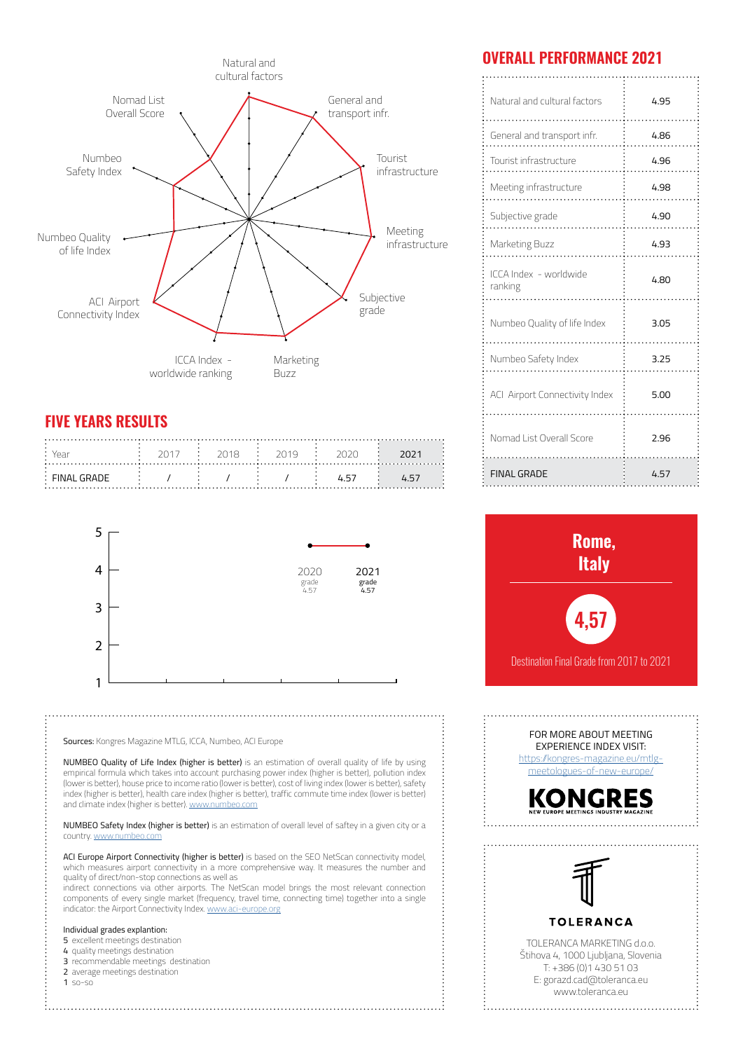Natural and cultural factors

General and transport infr.

Tourist infrastructure

Meeting infrastructure

Subjective grade

Marketing Buzz

ICCA Index - worldwide ranking

ACI Airport Connectivity Index

Numbeo Quality of life Index

Numbeo Safety Index

Nomad List Overall Score

## OVERALL PERFORMANCE 2021

| | |
|---|---|
| Natural and cultural factors | 4.95 |
| General and transport infr. | 4.86 |
| Tourist infrastructure | 4.96 |
| Meeting infrastructure | 4.98 |
| Subjective grade | 4.90 |
| Marketing Buzz | 4.93 |
| ICCA Index - worldwide ranking | 4.80 |
| Numbeo Quality of life Index | 3.05 |
| Numbeo Safety Index | 3.25 |
| ACI Airport Connectivity Index | 5.00 |
| Nomad List Overall Score | 2.96 |
| FINAL GRADE | 4.57 |

## FIVE YEARS RESULTS

| Year | 2017 | 2018 | 2019 | 2020 | 2021 |
|---|---|---|---|---|---|
| FINAL GRADE | / | / | / | 4.57 | 4.57 |

5
4
3
2
1

2020 grade 4.57

2021 grade 4.57

## Rome, Italy

**4,57**

Destination Final Grade from 2017 to 2021

Sources: Kongres Magazine MTLG, ICCA, Numbeo, ACI Europe

**NUMBEO Quality of Life Index (higher is better)** is an estimation of overall quality of life by using empirical formula which takes into account purchasing power index (higher is better), pollution index (lower is better), house price to income ratio (lower is better), cost of living index (lower is better), safety index (higher is better), health care index (higher is better), traffic commute time index (lower is better) and climate index (higher is better). www.numbeo.com

**NUMBEO Safety Index (higher is better)** is an estimation of overall level of saftey in a given city or a country. www.numbeo.com

**ACI Europe Airport Connectivity (higher is better)** is based on the SEO NetScan connectivity model, which measures airport connectivity in a more comprehensive way. It measures the number and quality of direct/non-stop connections as well as
indirect connections via other airports. The NetScan model brings the most relevant connection components of every single market (frequency, travel time, connecting time) together into a single indicator: the Airport Connectivity Index. www.aci-europe.org

Individual grades explanation:

5 excellent meetings destination
4 quality meetings destination
3 recommendable meetings destination
2 average meetings destination
1 so-so

FOR MORE ABOUT MEETING EXPERIENCE INDEX VISIT:
https://kongres-magazine.eu/mtlg-meetologues-of-new-europe/

KONGRES
NEW EUROPE MEETINGS INDUSTRY MAGAZINE

TOLERANCA

TOLERANCA MARKETING d.o.o.
Štihova 4, 1000 Ljubljana, Slovenia
T: +386 (0)1 430 51 03
E: gorazd.cad@toleranca.eu
www.toleranca.eu